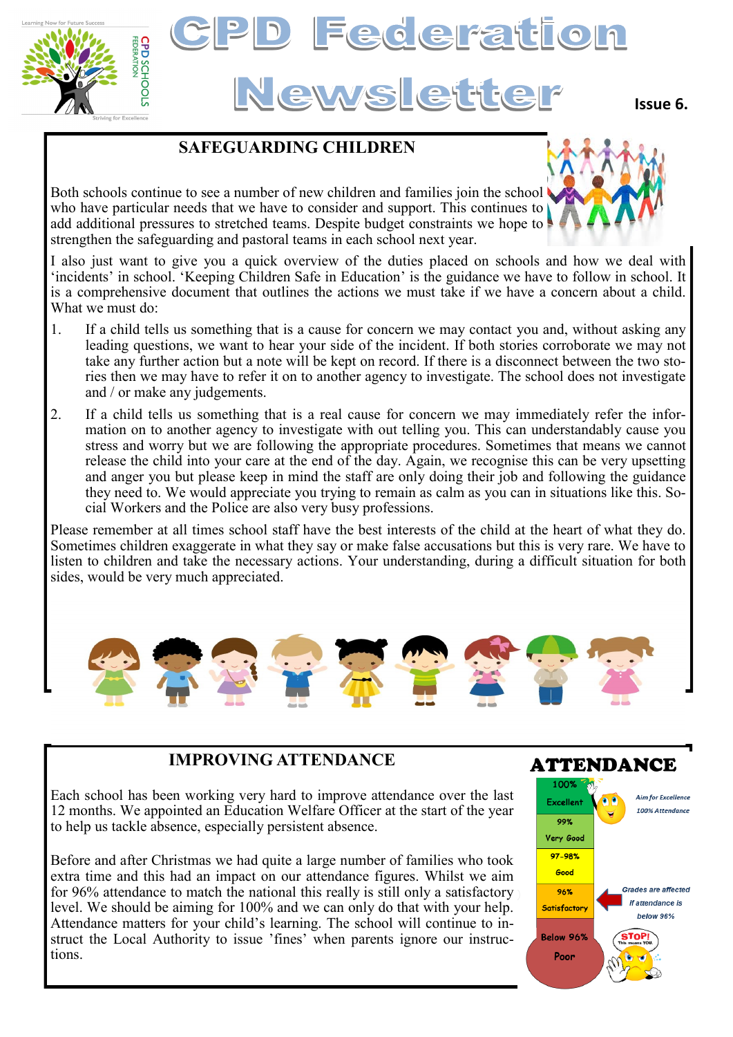# CPD Federation Newsletter

Issue 6.

## SAFEGUARDING CHILDREN

Both schools continue to see a number of new children and families join the school who have particular needs that we have to consider and support. This continues to add additional pressures to stretched teams. Despite budget constraints we hope to strengthen the safeguarding and pastoral teams in each school next year.

I also just want to give you a quick overview of the duties placed on schools and how we deal with 'incidents' in school. 'Keeping Children Safe in Education' is the guidance we have to follow in school. It is a comprehensive document that outlines the actions we must take if we have a concern about a child. What we must do:

1. If a child tells us something that is a cause for concern we may contact you and, without asking any leading questions, we want to hear your side of the incident. If both stories corroborate we may not take any further action but a note will be kept on record. If there is a disconnect between the two stories then we may have to refer it on to another agency to investigate. The school does not investigate and / or make any judgements.
2. If a child tells us something that is a real cause for concern we may immediately refer the information on to another agency to investigate with out telling you. This can understandably cause you stress and worry but we are following the appropriate procedures. Sometimes that means we cannot release the child into your care at the end of the day. Again, we recognise this can be very upsetting and anger you but please keep in mind the staff are only doing their job and following the guidance they need to. We would appreciate you trying to remain as calm as you can in situations like this. Social Workers and the Police are also very busy professions.

Please remember at all times school staff have the best interests of the child at the heart of what they do. Sometimes children exaggerate in what they say or make false accusations but this is very rare. We have to listen to children and take the necessary actions. Your understanding, during a difficult situation for both sides, would be very much appreciated.

## IMPROVING ATTENDANCE

Each school has been working very hard to improve attendance over the last 12 months. We appointed an Education Welfare Officer at the start of the year to help us tackle absence, especially persistent absence.

Before and after Christmas we had quite a large number of families who took extra time and this had an impact on our attendance figures. Whilst we aim for 96% attendance to match the national this really is still only a satisfactory level. We should be aiming for 100% and we can only do that with your help. Attendance matters for your child's learning. The school will continue to instruct the Local Authority to issue 'fines' when parents ignore our instructions.

### ATTENDANCE

| Attendance | Rating |
|---|---|
| 100% | Excellent |
| 99% | Very Good |
| 97-98% | Good |
| 96% | Satisfactory |
| Below 96% | Poor |

*Aim for Excellence 100% Attendance*

*Grades are affected if attendance is below 96%*

STOP! This means YOU.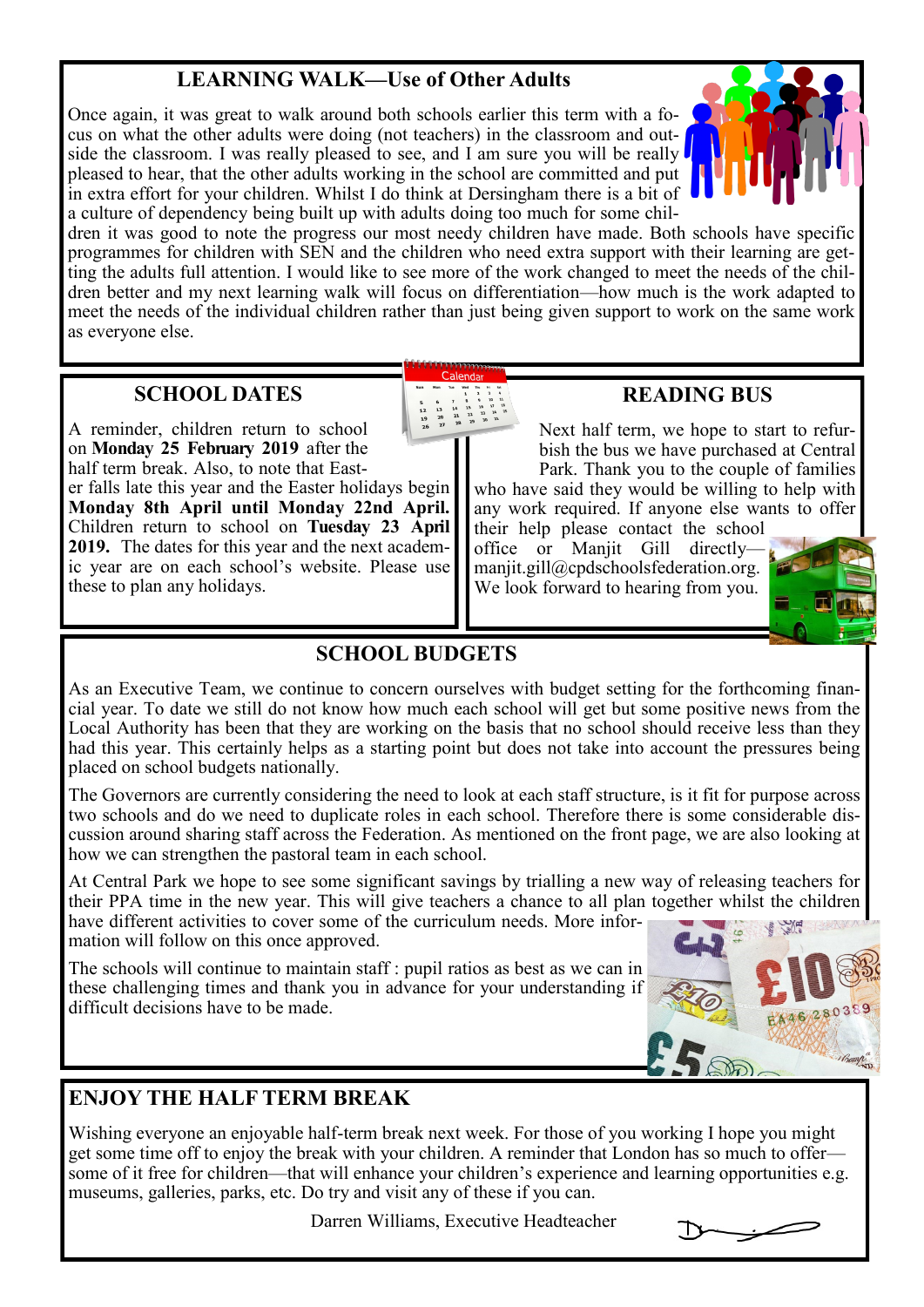## LEARNING WALK—Use of Other Adults

Once again, it was great to walk around both schools earlier this term with a focus on what the other adults were doing (not teachers) in the classroom and outside the classroom. I was really pleased to see, and I am sure you will be really pleased to hear, that the other adults working in the school are committed and put in extra effort for your children. Whilst I do think at Dersingham there is a bit of a culture of dependency being built up with adults doing too much for some children it was good to note the progress our most needy children have made. Both schools have specific programmes for children with SEN and the children who need extra support with their learning are getting the adults full attention. I would like to see more of the work changed to meet the needs of the children better and my next learning walk will focus on differentiation—how much is the work adapted to meet the needs of the individual children rather than just being given support to work on the same work as everyone else.

## SCHOOL DATES

A reminder, children return to school on **Monday 25 February 2019** after the half term break. Also, to note that Easter falls late this year and the Easter holidays begin **Monday 8th April until Monday 22nd April.** Children return to school on **Tuesday 23 April 2019.** The dates for this year and the next academic year are on each school's website. Please use these to plan any holidays.

## READING BUS

Next half term, we hope to start to refurbish the bus we have purchased at Central Park. Thank you to the couple of families who have said they would be willing to help with any work required. If anyone else wants to offer their help please contact the school office or Manjit Gill directly—manjit.gill@cpdschoolsfederation.org. We look forward to hearing from you.

## SCHOOL BUDGETS

As an Executive Team, we continue to concern ourselves with budget setting for the forthcoming financial year. To date we still do not know how much each school will get but some positive news from the Local Authority has been that they are working on the basis that no school should receive less than they had this year. This certainly helps as a starting point but does not take into account the pressures being placed on school budgets nationally.

The Governors are currently considering the need to look at each staff structure, is it fit for purpose across two schools and do we need to duplicate roles in each school. Therefore there is some considerable discussion around sharing staff across the Federation. As mentioned on the front page, we are also looking at how we can strengthen the pastoral team in each school.

At Central Park we hope to see some significant savings by trialling a new way of releasing teachers for their PPA time in the new year. This will give teachers a chance to all plan together whilst the children have different activities to cover some of the curriculum needs. More information will follow on this once approved.

The schools will continue to maintain staff : pupil ratios as best as we can in these challenging times and thank you in advance for your understanding if difficult decisions have to be made.

## ENJOY THE HALF TERM BREAK

Wishing everyone an enjoyable half-term break next week. For those of you working I hope you might get some time off to enjoy the break with your children. A reminder that London has so much to offer—some of it free for children—that will enhance your children's experience and learning opportunities e.g. museums, galleries, parks, etc. Do try and visit any of these if you can.

Darren Williams, Executive Headteacher